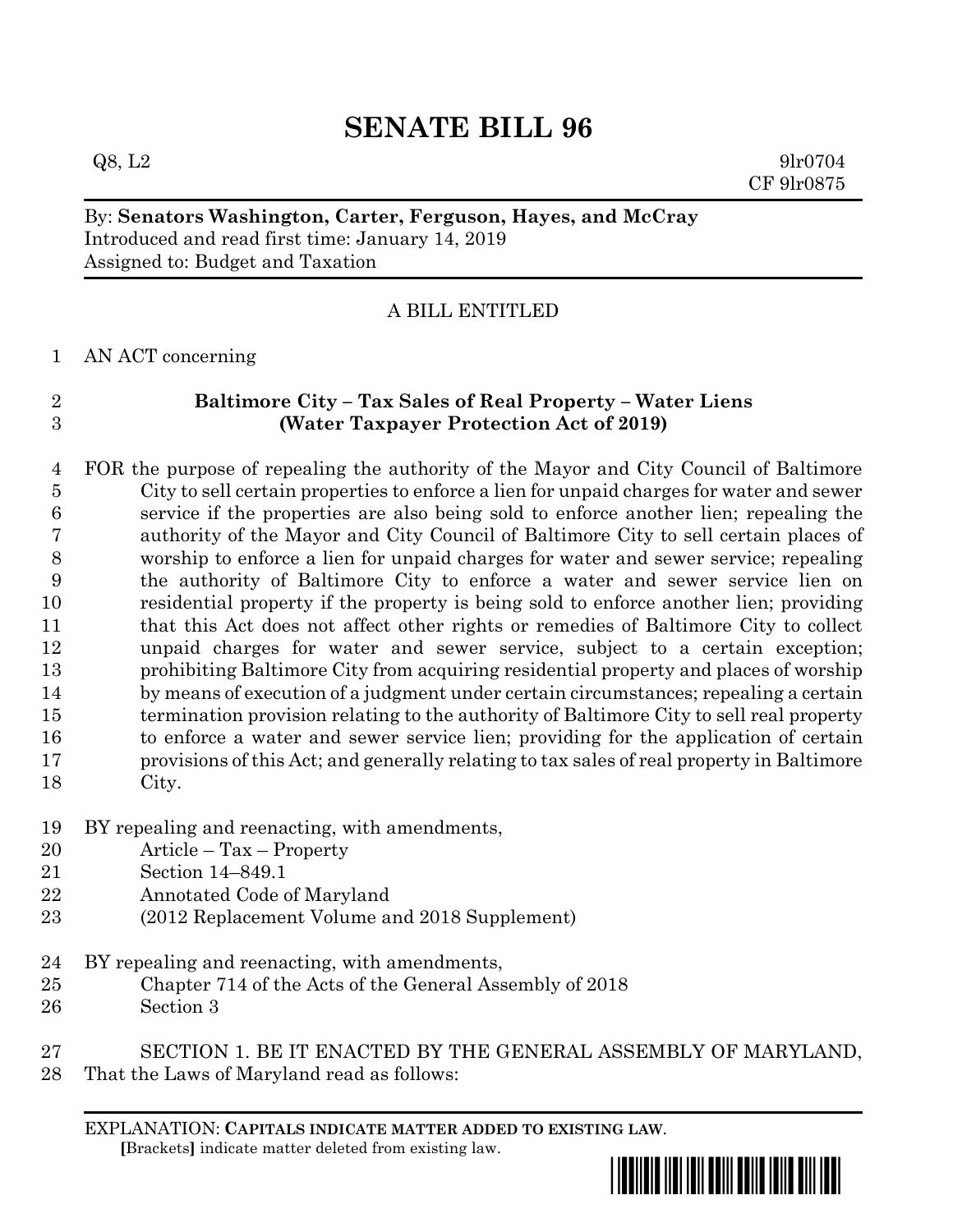# SENATE BILL 96

Q8, L2 9lr0704
CF 9lr0875

By: **Senators Washington, Carter, Ferguson, Hayes, and McCray**
Introduced and read first time: January 14, 2019
Assigned to: Budget and Taxation

A BILL ENTITLED

AN ACT concerning

**Baltimore City – Tax Sales of Real Property – Water Liens**
**(Water Taxpayer Protection Act of 2019)**

FOR the purpose of repealing the authority of the Mayor and City Council of Baltimore City to sell certain properties to enforce a lien for unpaid charges for water and sewer service if the properties are also being sold to enforce another lien; repealing the authority of the Mayor and City Council of Baltimore City to sell certain places of worship to enforce a lien for unpaid charges for water and sewer service; repealing the authority of Baltimore City to enforce a water and sewer service lien on residential property if the property is being sold to enforce another lien; providing that this Act does not affect other rights or remedies of Baltimore City to collect unpaid charges for water and sewer service, subject to a certain exception; prohibiting Baltimore City from acquiring residential property and places of worship by means of execution of a judgment under certain circumstances; repealing a certain termination provision relating to the authority of Baltimore City to sell real property to enforce a water and sewer service lien; providing for the application of certain provisions of this Act; and generally relating to tax sales of real property in Baltimore City.

BY repealing and reenacting, with amendments,
Article – Tax – Property
Section 14–849.1
Annotated Code of Maryland
(2012 Replacement Volume and 2018 Supplement)

BY repealing and reenacting, with amendments,
Chapter 714 of the Acts of the General Assembly of 2018
Section 3

SECTION 1. BE IT ENACTED BY THE GENERAL ASSEMBLY OF MARYLAND, That the Laws of Maryland read as follows:

EXPLANATION: **CAPITALS INDICATE MATTER ADDED TO EXISTING LAW**.
**[**Brackets**]** indicate matter deleted from existing law.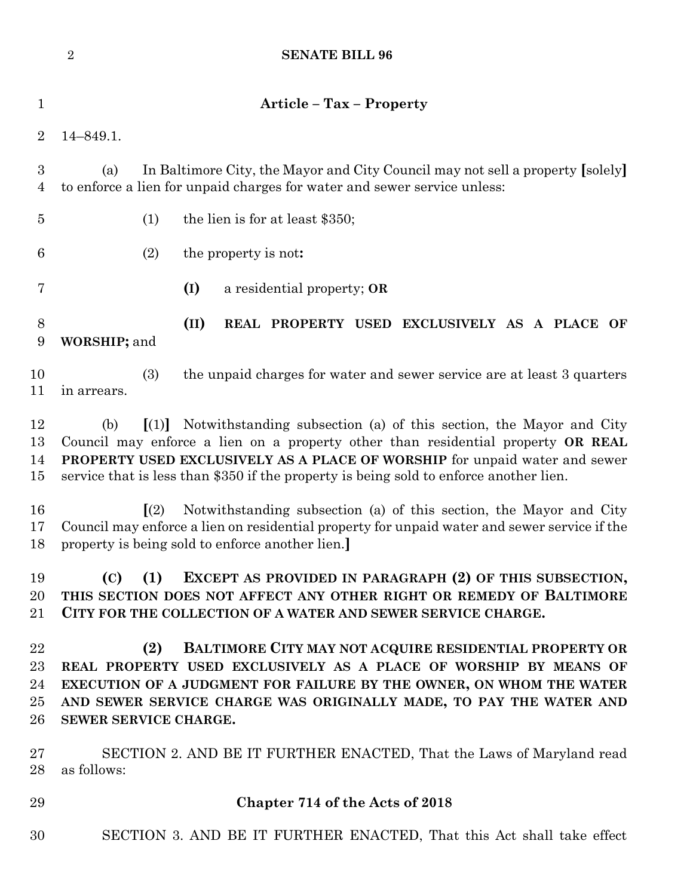## Article – Tax – Property

14–849.1.

(a) In Baltimore City, the Mayor and City Council may not sell a property [solely] to enforce a lien for unpaid charges for water and sewer service unless:

(1) the lien is for at least $350;

(2) the property is not**:**

**(I)** a residential property; **OR**

**(II) REAL PROPERTY USED EXCLUSIVELY AS A PLACE OF WORSHIP;** and

(3) the unpaid charges for water and sewer service are at least 3 quarters in arrears.

(b) [(1)] Notwithstanding subsection (a) of this section, the Mayor and City Council may enforce a lien on a property other than residential property **OR REAL PROPERTY USED EXCLUSIVELY AS A PLACE OF WORSHIP** for unpaid water and sewer service that is less than $350 if the property is being sold to enforce another lien.

[(2) Notwithstanding subsection (a) of this section, the Mayor and City Council may enforce a lien on residential property for unpaid water and sewer service if the property is being sold to enforce another lien.]

**(C) (1) EXCEPT AS PROVIDED IN PARAGRAPH (2) OF THIS SUBSECTION, THIS SECTION DOES NOT AFFECT ANY OTHER RIGHT OR REMEDY OF BALTIMORE CITY FOR THE COLLECTION OF A WATER AND SEWER SERVICE CHARGE.**

**(2) BALTIMORE CITY MAY NOT ACQUIRE RESIDENTIAL PROPERTY OR REAL PROPERTY USED EXCLUSIVELY AS A PLACE OF WORSHIP BY MEANS OF EXECUTION OF A JUDGMENT FOR FAILURE BY THE OWNER, ON WHOM THE WATER AND SEWER SERVICE CHARGE WAS ORIGINALLY MADE, TO PAY THE WATER AND SEWER SERVICE CHARGE.**

SECTION 2. AND BE IT FURTHER ENACTED, That the Laws of Maryland read as follows:

## Chapter 714 of the Acts of 2018

SECTION 3. AND BE IT FURTHER ENACTED, That this Act shall take effect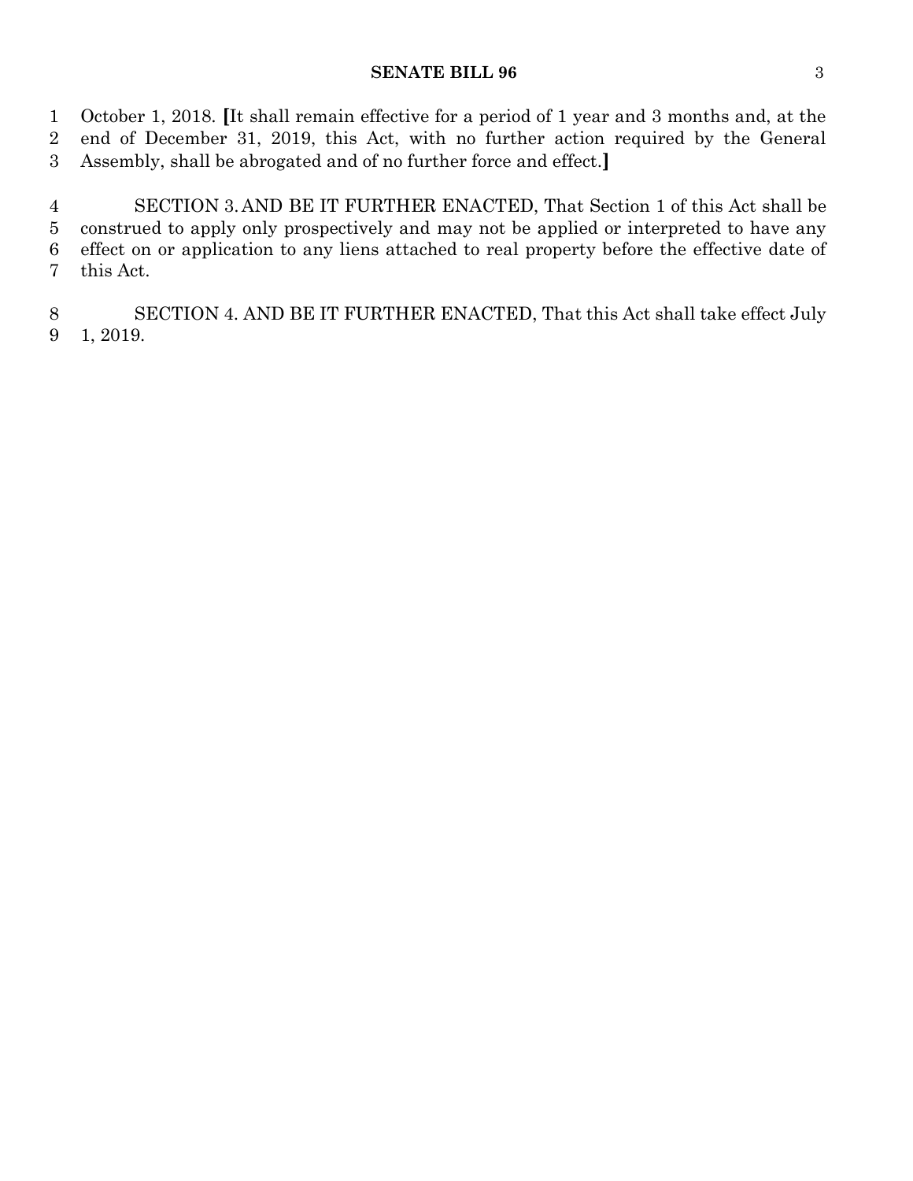October 1, 2018. **[**It shall remain effective for a period of 1 year and 3 months and, at the end of December 31, 2019, this Act, with no further action required by the General Assembly, shall be abrogated and of no further force and effect.**]**

SECTION 3. AND BE IT FURTHER ENACTED, That Section 1 of this Act shall be construed to apply only prospectively and may not be applied or interpreted to have any effect on or application to any liens attached to real property before the effective date of this Act.

SECTION 4. AND BE IT FURTHER ENACTED, That this Act shall take effect July 1, 2019.